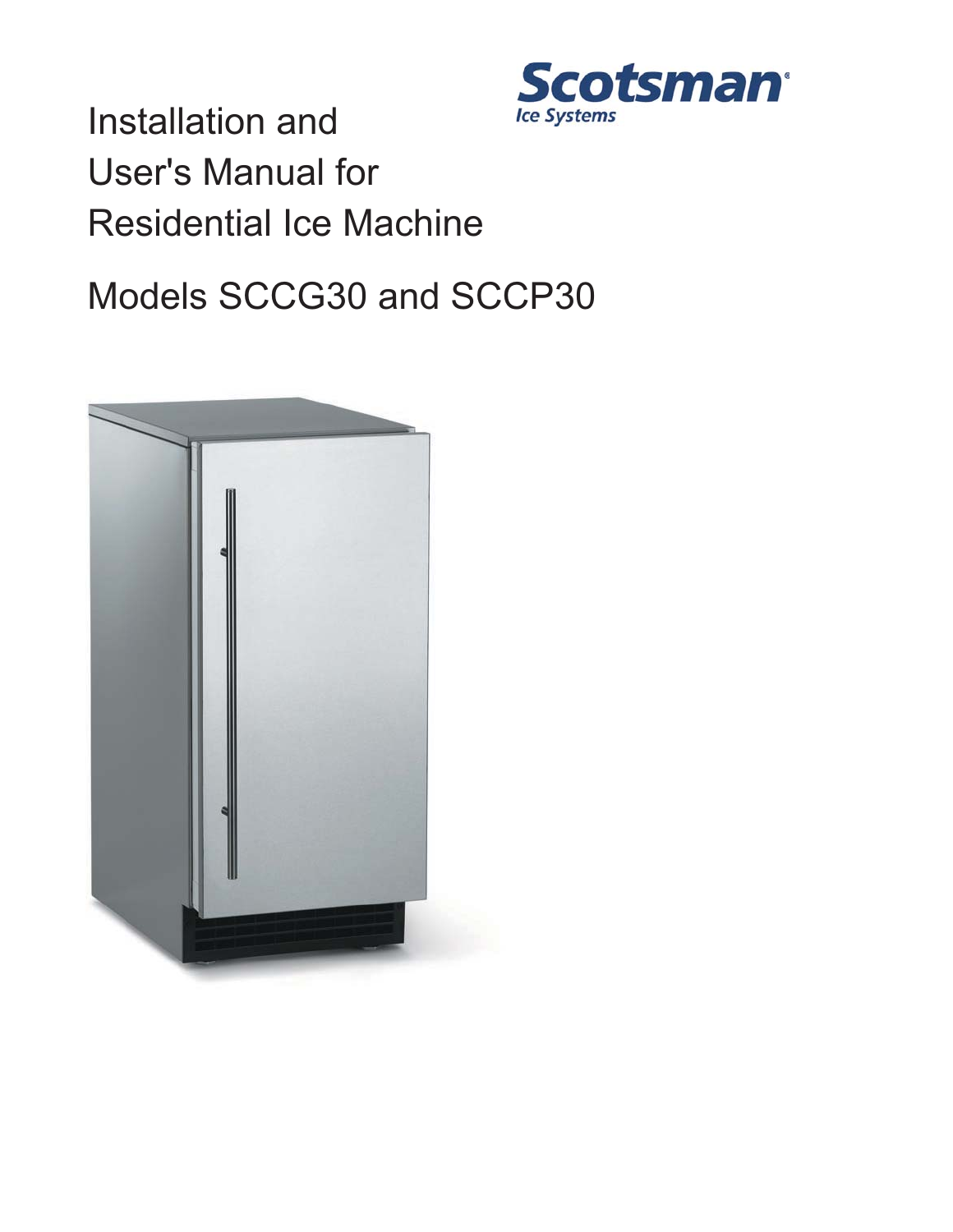Scotsman®
Ice Systems

# Installation and User's Manual for Residential Ice Machine

## Models SCCG30 and SCCP30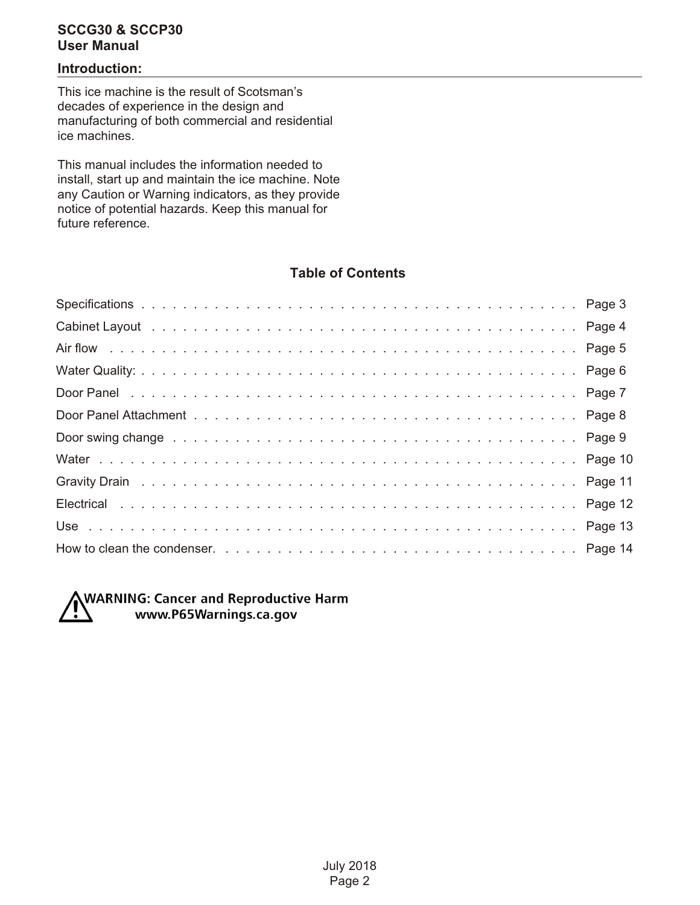## Introduction:

This ice machine is the result of Scotsman's decades of experience in the design and manufacturing of both commercial and residential ice machines.

This manual includes the information needed to install, start up and maintain the ice machine. Note any Caution or Warning indicators, as they provide notice of potential hazards. Keep this manual for future reference.

### Table of Contents

| | |
|---|---|
| Specifications | Page 3 |
| Cabinet Layout | Page 4 |
| Air flow | Page 5 |
| Water Quality: | Page 6 |
| Door Panel | Page 7 |
| Door Panel Attachment | Page 8 |
| Door swing change | Page 9 |
| Water | Page 10 |
| Gravity Drain | Page 11 |
| Electrical | Page 12 |
| Use | Page 13 |
| How to clean the condenser. | Page 14 |

**WARNING: Cancer and Reproductive Harm**
**www.P65Warnings.ca.gov**

July 2018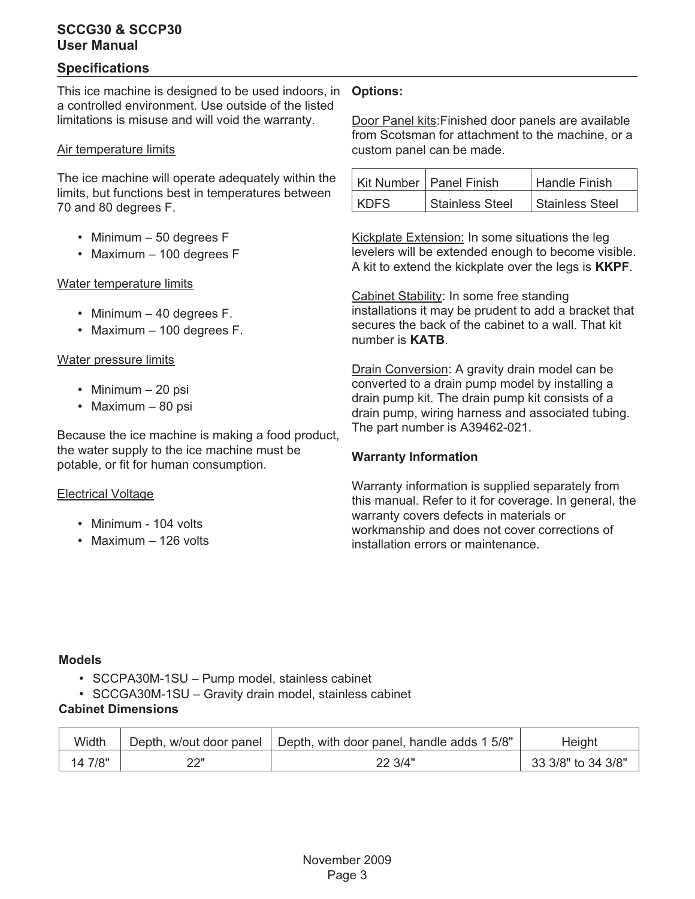## Specifications

This ice machine is designed to be used indoors, in a controlled environment. Use outside of the listed limitations is misuse and will void the warranty.

Air temperature limits

The ice machine will operate adequately within the limits, but functions best in temperatures between 70 and 80 degrees F.

- Minimum – 50 degrees F
- Maximum – 100 degrees F

Water temperature limits

- Minimum – 40 degrees F.
- Maximum – 100 degrees F.

Water pressure limits

- Minimum – 20 psi
- Maximum – 80 psi

Because the ice machine is making a food product, the water supply to the ice machine must be potable, or fit for human consumption.

Electrical Voltage

- Minimum - 104 volts
- Maximum – 126 volts

**Options:**

Door Panel kits:Finished door panels are available from Scotsman for attachment to the machine, or a custom panel can be made.

| Kit Number | Panel Finish | Handle Finish |
| --- | --- | --- |
| KDFS | Stainless Steel | Stainless Steel |

Kickplate Extension: In some situations the leg levelers will be extended enough to become visible. A kit to extend the kickplate over the legs is **KKPF**.

Cabinet Stability: In some free standing installations it may be prudent to add a bracket that secures the back of the cabinet to a wall. That kit number is **KATB**.

Drain Conversion: A gravity drain model can be converted to a drain pump model by installing a drain pump kit. The drain pump kit consists of a drain pump, wiring harness and associated tubing. The part number is A39462-021.

**Warranty Information**

Warranty information is supplied separately from this manual. Refer to it for coverage. In general, the warranty covers defects in materials or workmanship and does not cover corrections of installation errors or maintenance.

**Models**

- SCCPA30M-1SU – Pump model, stainless cabinet
- SCCGA30M-1SU – Gravity drain model, stainless cabinet

**Cabinet Dimensions**

| Width | Depth, w/out door panel | Depth, with door panel, handle adds 1 5/8" | Height |
| --- | --- | --- | --- |
| 14 7/8" | 22" | 22 3/4" | 33 3/8" to 34 3/8" |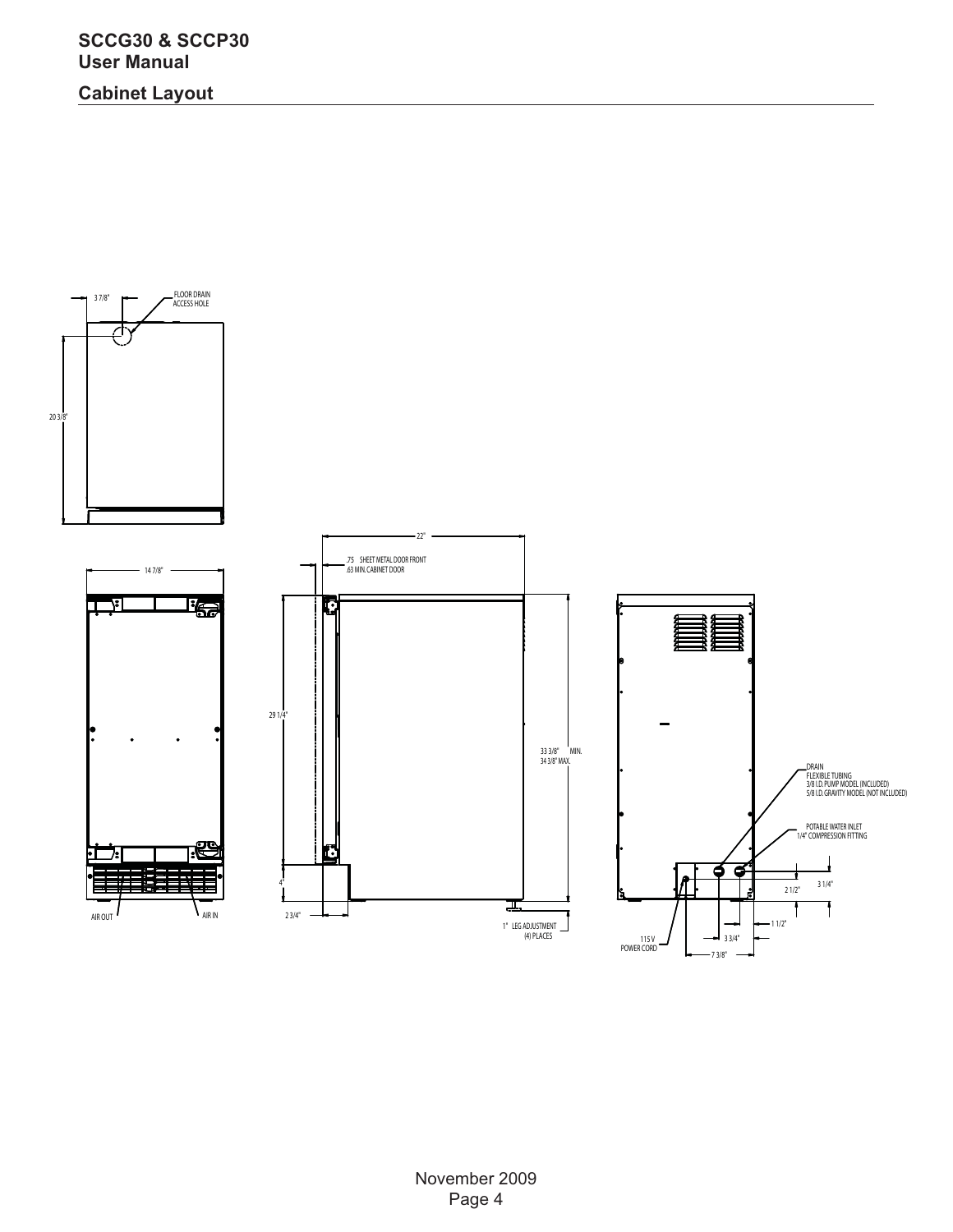## Cabinet Layout

3 7/8"

FLOOR DRAIN ACCESS HOLE

20 3/8"

14 7/8"

AIR OUT

AIR IN

22"

.75 SHEET METAL DOOR FRONT
.63 MIN. CABINET DOOR

29 1/4"

33 3/8" MIN.
34 3/8" MAX.

4"

2 3/4"

1" LEG ADJUSTMENT
(4) PLACES

DRAIN
FLEXIBLE TUBING
3/8 I.D. PUMP MODEL (INCLUDED)
5/8 I.D. GRAVITY MODEL (NOT INCLUDED)

POTABLE WATER INLET
1/4" COMPRESSION FITTING

3 1/4"

2 1/2"

1 1/2"

3 3/4"

7 3/8"

115 V
POWER CORD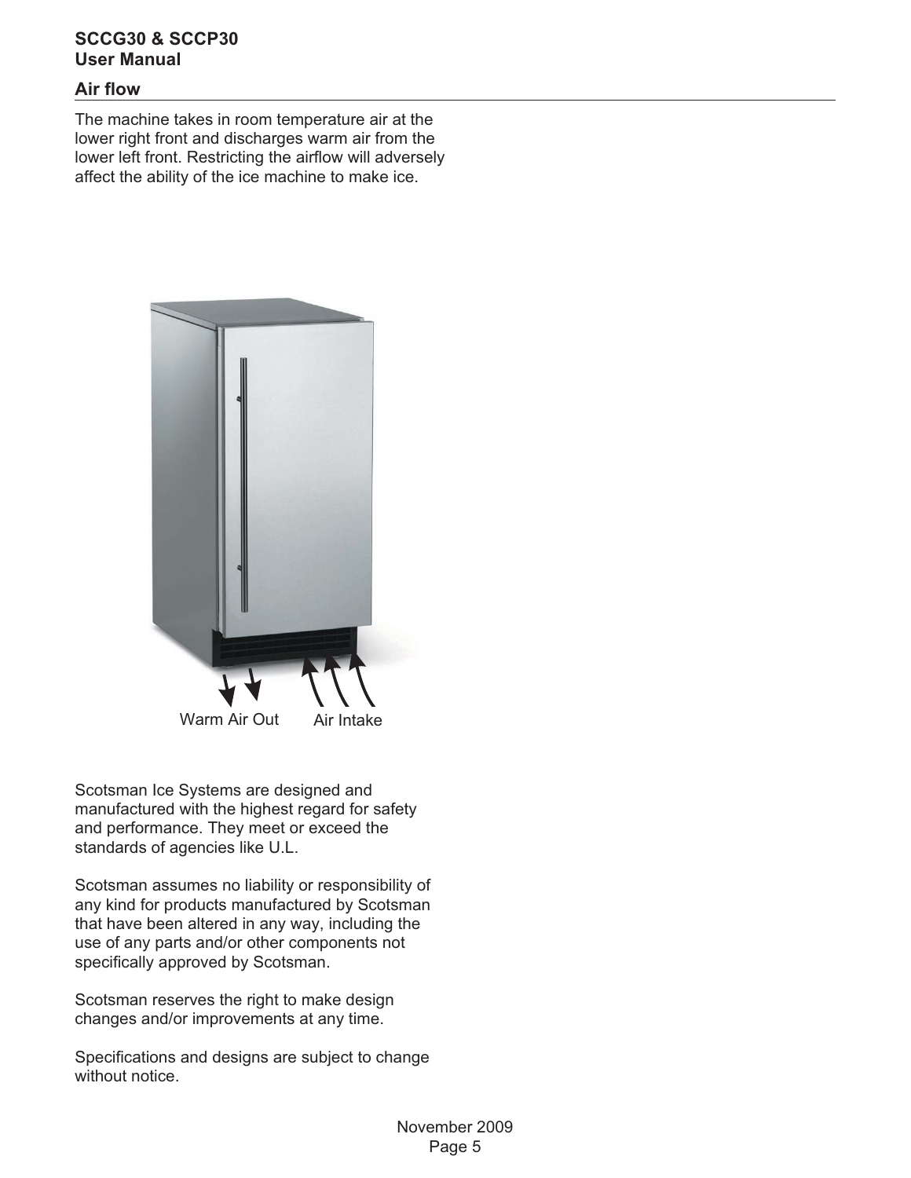## Air flow

The machine takes in room temperature air at the lower right front and discharges warm air from the lower left front. Restricting the airflow will adversely affect the ability of the ice machine to make ice.

Warm Air Out Air Intake

Scotsman Ice Systems are designed and manufactured with the highest regard for safety and performance. They meet or exceed the standards of agencies like U.L.

Scotsman assumes no liability or responsibility of any kind for products manufactured by Scotsman that have been altered in any way, including the use of any parts and/or other components not specifically approved by Scotsman.

Scotsman reserves the right to make design changes and/or improvements at any time.

Specifications and designs are subject to change without notice.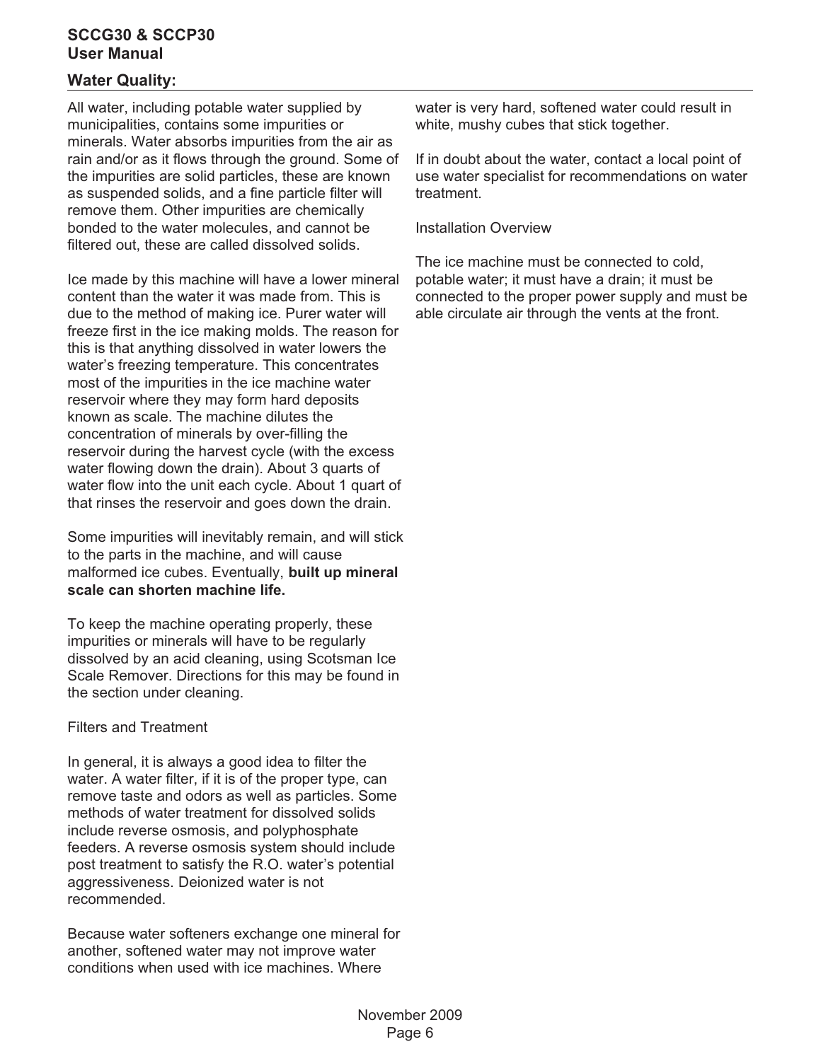## Water Quality:

All water, including potable water supplied by municipalities, contains some impurities or minerals. Water absorbs impurities from the air as rain and/or as it flows through the ground. Some of the impurities are solid particles, these are known as suspended solids, and a fine particle filter will remove them. Other impurities are chemically bonded to the water molecules, and cannot be filtered out, these are called dissolved solids.

Ice made by this machine will have a lower mineral content than the water it was made from. This is due to the method of making ice. Purer water will freeze first in the ice making molds. The reason for this is that anything dissolved in water lowers the water's freezing temperature. This concentrates most of the impurities in the ice machine water reservoir where they may form hard deposits known as scale. The machine dilutes the concentration of minerals by over-filling the reservoir during the harvest cycle (with the excess water flowing down the drain). About 3 quarts of water flow into the unit each cycle. About 1 quart of that rinses the reservoir and goes down the drain.

Some impurities will inevitably remain, and will stick to the parts in the machine, and will cause malformed ice cubes. Eventually, **built up mineral scale can shorten machine life.**

To keep the machine operating properly, these impurities or minerals will have to be regularly dissolved by an acid cleaning, using Scotsman Ice Scale Remover. Directions for this may be found in the section under cleaning.

Filters and Treatment

In general, it is always a good idea to filter the water. A water filter, if it is of the proper type, can remove taste and odors as well as particles. Some methods of water treatment for dissolved solids include reverse osmosis, and polyphosphate feeders. A reverse osmosis system should include post treatment to satisfy the R.O. water's potential aggressiveness. Deionized water is not recommended.

Because water softeners exchange one mineral for another, softened water may not improve water conditions when used with ice machines. Where water is very hard, softened water could result in white, mushy cubes that stick together.

If in doubt about the water, contact a local point of use water specialist for recommendations on water treatment.

Installation Overview

The ice machine must be connected to cold, potable water; it must have a drain; it must be connected to the proper power supply and must be able circulate air through the vents at the front.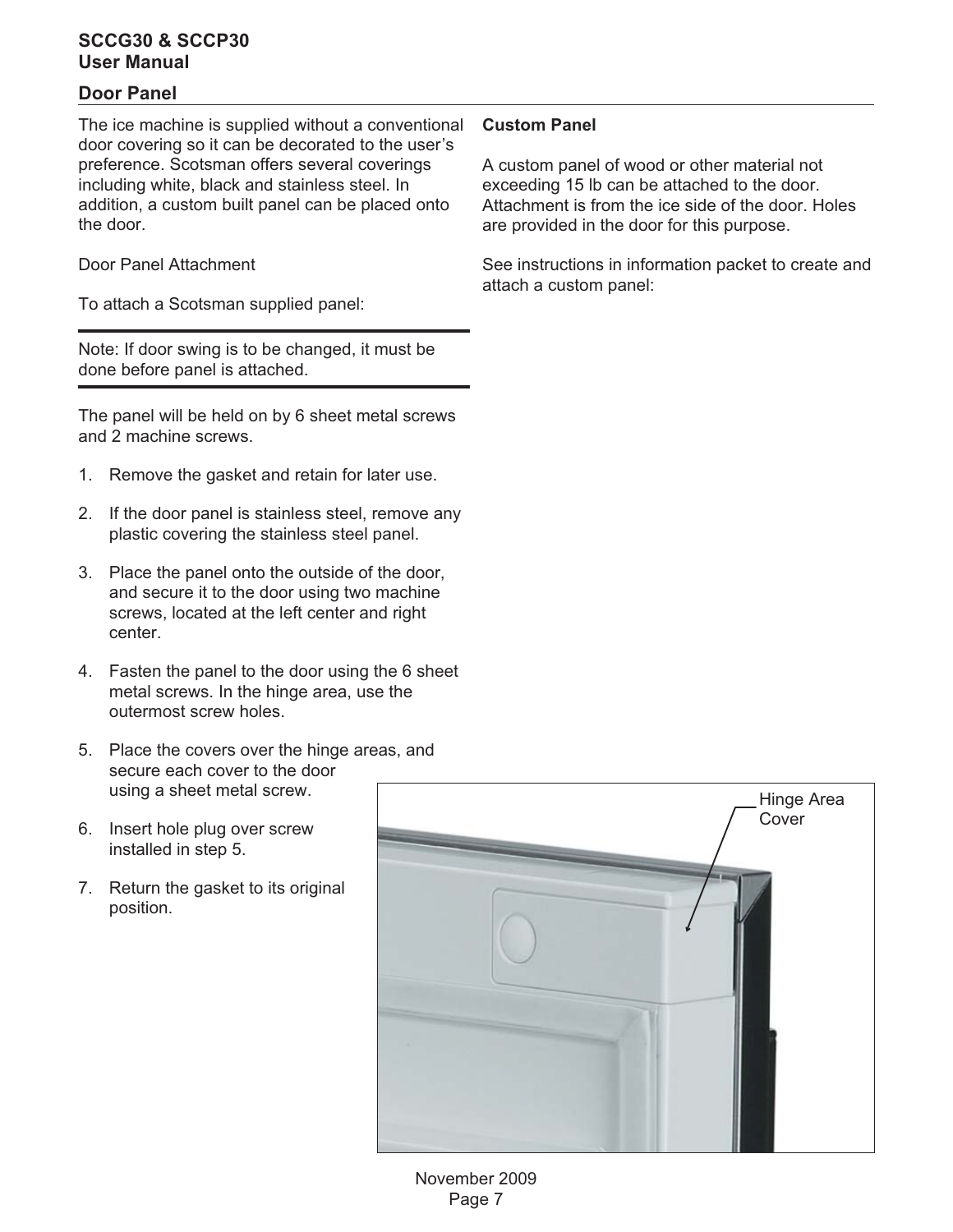## Door Panel

The ice machine is supplied without a conventional door covering so it can be decorated to the user's preference. Scotsman offers several coverings including white, black and stainless steel. In addition, a custom built panel can be placed onto the door.

Door Panel Attachment

To attach a Scotsman supplied panel:

---

Note: If door swing is to be changed, it must be done before panel is attached.

---

The panel will be held on by 6 sheet metal screws and 2 machine screws.

1. Remove the gasket and retain for later use.
2. If the door panel is stainless steel, remove any plastic covering the stainless steel panel.
3. Place the panel onto the outside of the door, and secure it to the door using two machine screws, located at the left center and right center.
4. Fasten the panel to the door using the 6 sheet metal screws. In the hinge area, use the outermost screw holes.
5. Place the covers over the hinge areas, and secure each cover to the door using a sheet metal screw.
6. Insert hole plug over screw installed in step 5.
7. Return the gasket to its original position.

**Custom Panel**

A custom panel of wood or other material not exceeding 15 lb can be attached to the door. Attachment is from the ice side of the door. Holes are provided in the door for this purpose.

See instructions in information packet to create and attach a custom panel:

Hinge Area Cover

November 2009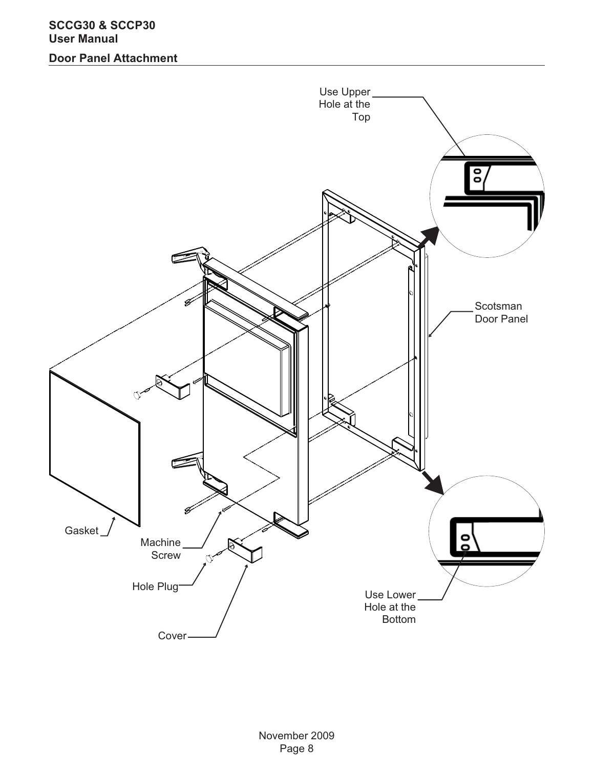## Door Panel Attachment

Use Upper Hole at the Top

Scotsman Door Panel

Gasket

Machine Screw

Hole Plug

Cover

Use Lower Hole at the Bottom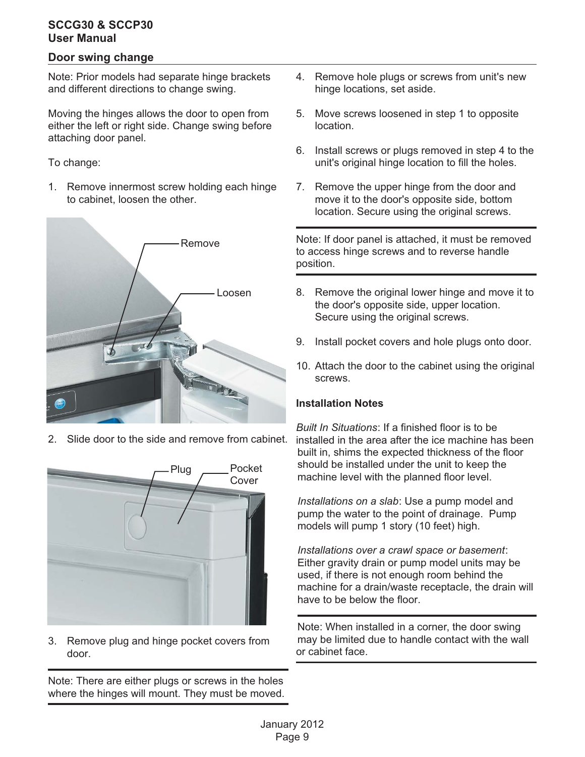## Door swing change

Note: Prior models had separate hinge brackets and different directions to change swing.

Moving the hinges allows the door to open from either the left or right side. Change swing before attaching door panel.

To change:

1. Remove innermost screw holding each hinge to cabinet, loosen the other.

Remove

Loosen

2. Slide door to the side and remove from cabinet.

Plug

Pocket Cover

3. Remove plug and hinge pocket covers from door.

Note: There are either plugs or screws in the holes where the hinges will mount. They must be moved.

4. Remove hole plugs or screws from unit's new hinge locations, set aside.
5. Move screws loosened in step 1 to opposite location.
6. Install screws or plugs removed in step 4 to the unit's original hinge location to fill the holes.
7. Remove the upper hinge from the door and move it to the door's opposite side, bottom location. Secure using the original screws.

Note: If door panel is attached, it must be removed to access hinge screws and to reverse handle position.

8. Remove the original lower hinge and move it to the door's opposite side, upper location. Secure using the original screws.
9. Install pocket covers and hole plugs onto door.
10. Attach the door to the cabinet using the original screws.

### Installation Notes

*Built In Situations*: If a finished floor is to be installed in the area after the ice machine has been built in, shims the expected thickness of the floor should be installed under the unit to keep the machine level with the planned floor level.

*Installations on a slab*: Use a pump model and pump the water to the point of drainage. Pump models will pump 1 story (10 feet) high.

*Installations over a crawl space or basement*: Either gravity drain or pump model units may be used, if there is not enough room behind the machine for a drain/waste receptacle, the drain will have to be below the floor.

Note: When installed in a corner, the door swing may be limited due to handle contact with the wall or cabinet face.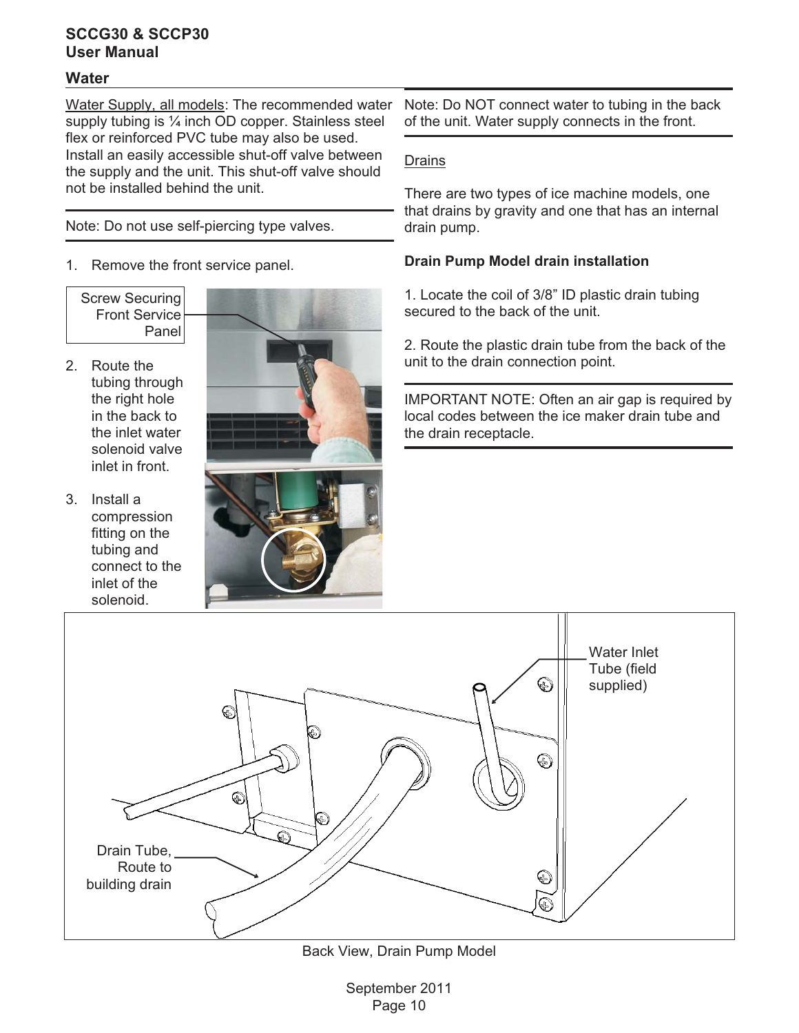## Water

Water Supply, all models: The recommended water supply tubing is ¼ inch OD copper. Stainless steel flex or reinforced PVC tube may also be used. Install an easily accessible shut-off valve between the supply and the unit. This shut-off valve should not be installed behind the unit.

Note: Do not use self-piercing type valves.

1. Remove the front service panel.

Screw Securing Front Service Panel

2. Route the tubing through the right hole in the back to the inlet water solenoid valve inlet in front.
3. Install a compression fitting on the tubing and connect to the inlet of the solenoid.

Note: Do NOT connect water to tubing in the back of the unit. Water supply connects in the front.

Drains

There are two types of ice machine models, one that drains by gravity and one that has an internal drain pump.

**Drain Pump Model drain installation**

1. Locate the coil of 3/8" ID plastic drain tubing secured to the back of the unit.

2. Route the plastic drain tube from the back of the unit to the drain connection point.

IMPORTANT NOTE: Often an air gap is required by local codes between the ice maker drain tube and the drain receptacle.

Water Inlet Tube (field supplied)

Drain Tube, Route to building drain

Back View, Drain Pump Model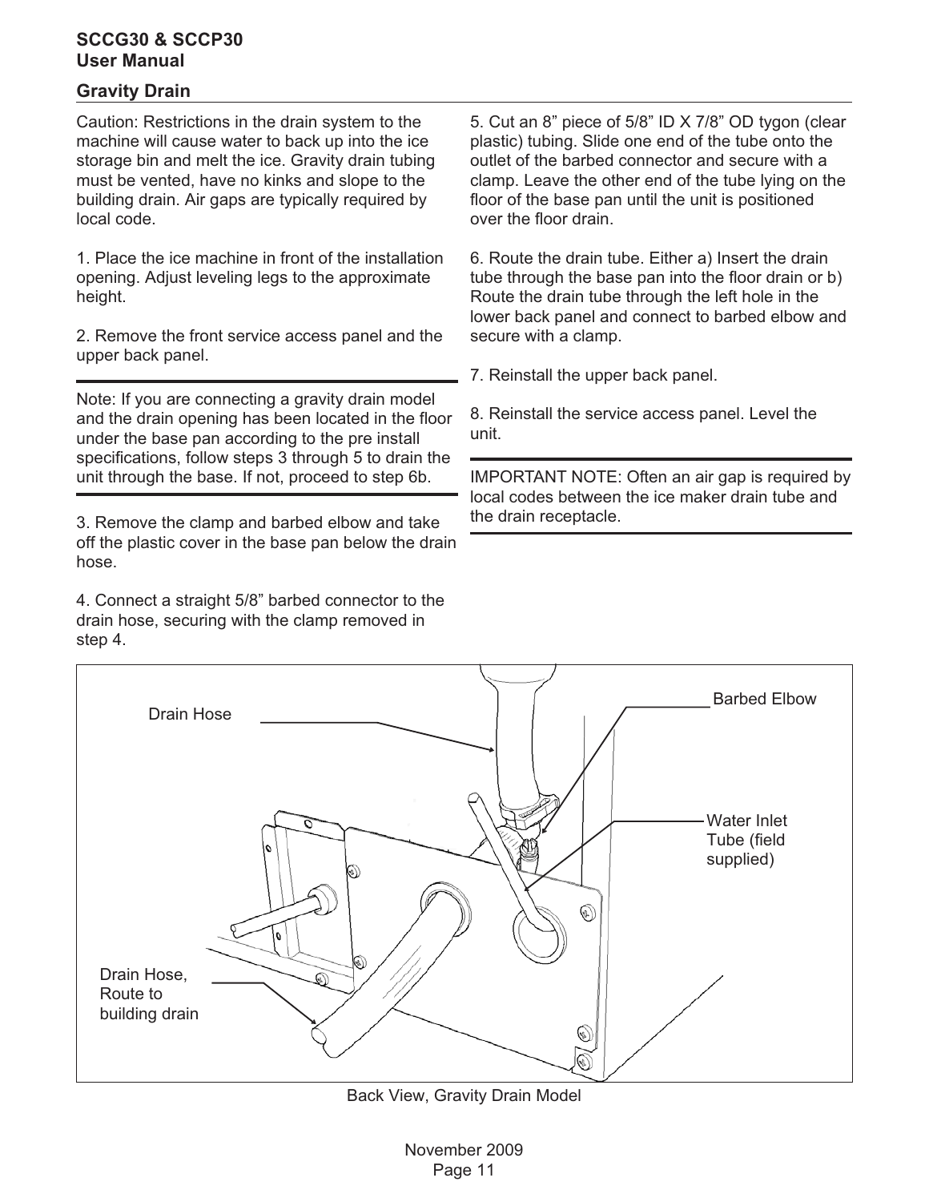## Gravity Drain

Caution: Restrictions in the drain system to the machine will cause water to back up into the ice storage bin and melt the ice. Gravity drain tubing must be vented, have no kinks and slope to the building drain. Air gaps are typically required by local code.

1. Place the ice machine in front of the installation opening. Adjust leveling legs to the approximate height.

2. Remove the front service access panel and the upper back panel.

---

Note: If you are connecting a gravity drain model and the drain opening has been located in the floor under the base pan according to the pre install specifications, follow steps 3 through 5 to drain the unit through the base. If not, proceed to step 6b.

---

3. Remove the clamp and barbed elbow and take off the plastic cover in the base pan below the drain hose.

4. Connect a straight 5/8" barbed connector to the drain hose, securing with the clamp removed in step 4.

5. Cut an 8" piece of 5/8" ID X 7/8" OD tygon (clear plastic) tubing. Slide one end of the tube onto the outlet of the barbed connector and secure with a clamp. Leave the other end of the tube lying on the floor of the base pan until the unit is positioned over the floor drain.

6. Route the drain tube. Either a) Insert the drain tube through the base pan into the floor drain or b) Route the drain tube through the left hole in the lower back panel and connect to barbed elbow and secure with a clamp.

7. Reinstall the upper back panel.

8. Reinstall the service access panel. Level the unit.

---

IMPORTANT NOTE: Often an air gap is required by local codes between the ice maker drain tube and the drain receptacle.

---

Drain Hose

Barbed Elbow

Water Inlet Tube (field supplied)

Drain Hose, Route to building drain

Back View, Gravity Drain Model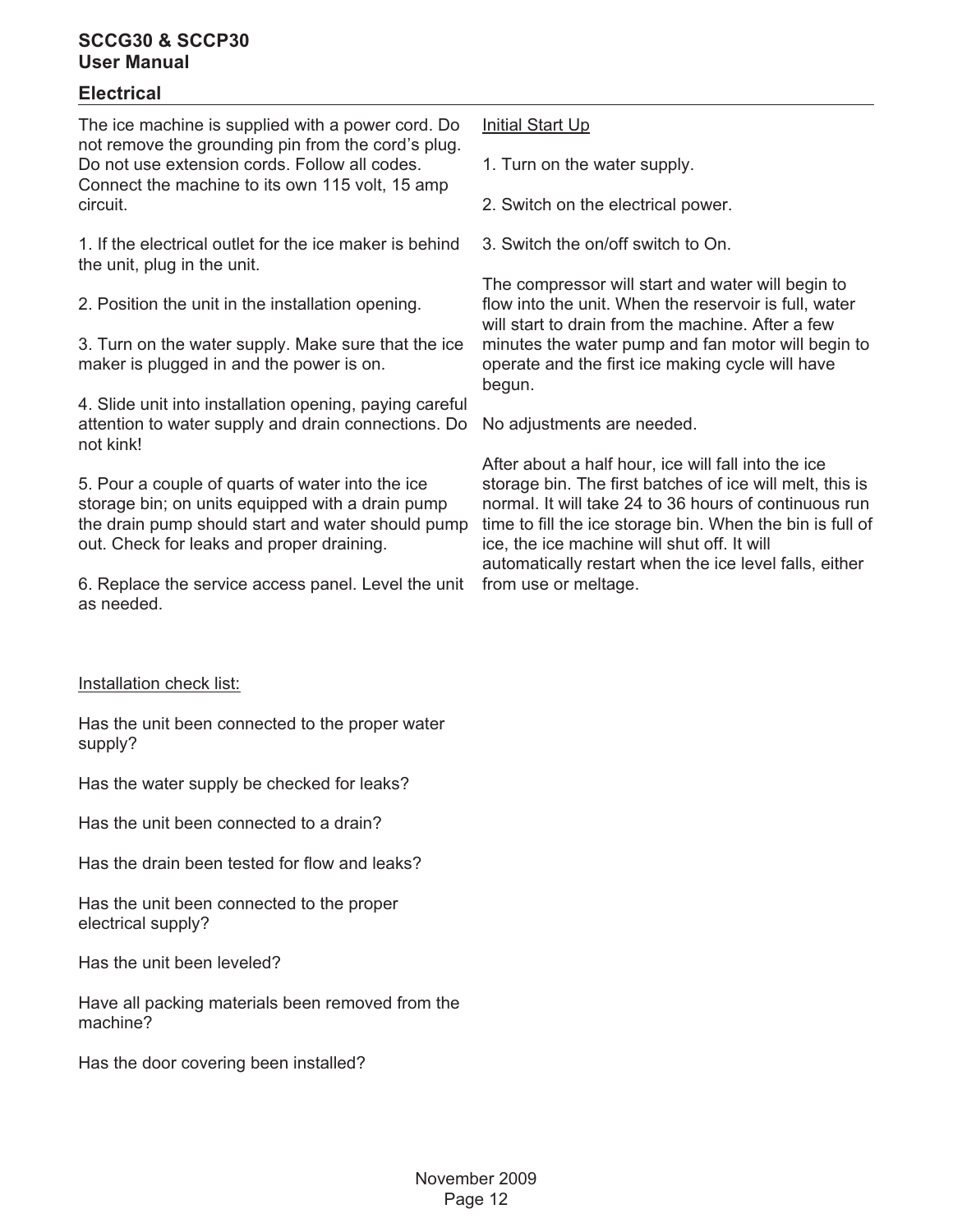## Electrical

The ice machine is supplied with a power cord. Do not remove the grounding pin from the cord's plug. Do not use extension cords. Follow all codes. Connect the machine to its own 115 volt, 15 amp circuit.

1. If the electrical outlet for the ice maker is behind the unit, plug in the unit.

2. Position the unit in the installation opening.

3. Turn on the water supply. Make sure that the ice maker is plugged in and the power is on.

4. Slide unit into installation opening, paying careful attention to water supply and drain connections. Do not kink!

5. Pour a couple of quarts of water into the ice storage bin; on units equipped with a drain pump the drain pump should start and water should pump out. Check for leaks and proper draining.

6. Replace the service access panel. Level the unit as needed.

<u>Installation check list:</u>

Has the unit been connected to the proper water supply?

Has the water supply be checked for leaks?

Has the unit been connected to a drain?

Has the drain been tested for flow and leaks?

Has the unit been connected to the proper electrical supply?

Has the unit been leveled?

Have all packing materials been removed from the machine?

Has the door covering been installed?

<u>Initial Start Up</u>

1. Turn on the water supply.

2. Switch on the electrical power.

3. Switch the on/off switch to On.

The compressor will start and water will begin to flow into the unit. When the reservoir is full, water will start to drain from the machine. After a few minutes the water pump and fan motor will begin to operate and the first ice making cycle will have begun.

No adjustments are needed.

After about a half hour, ice will fall into the ice storage bin. The first batches of ice will melt, this is normal. It will take 24 to 36 hours of continuous run time to fill the ice storage bin. When the bin is full of ice, the ice machine will shut off. It will automatically restart when the ice level falls, either from use or meltage.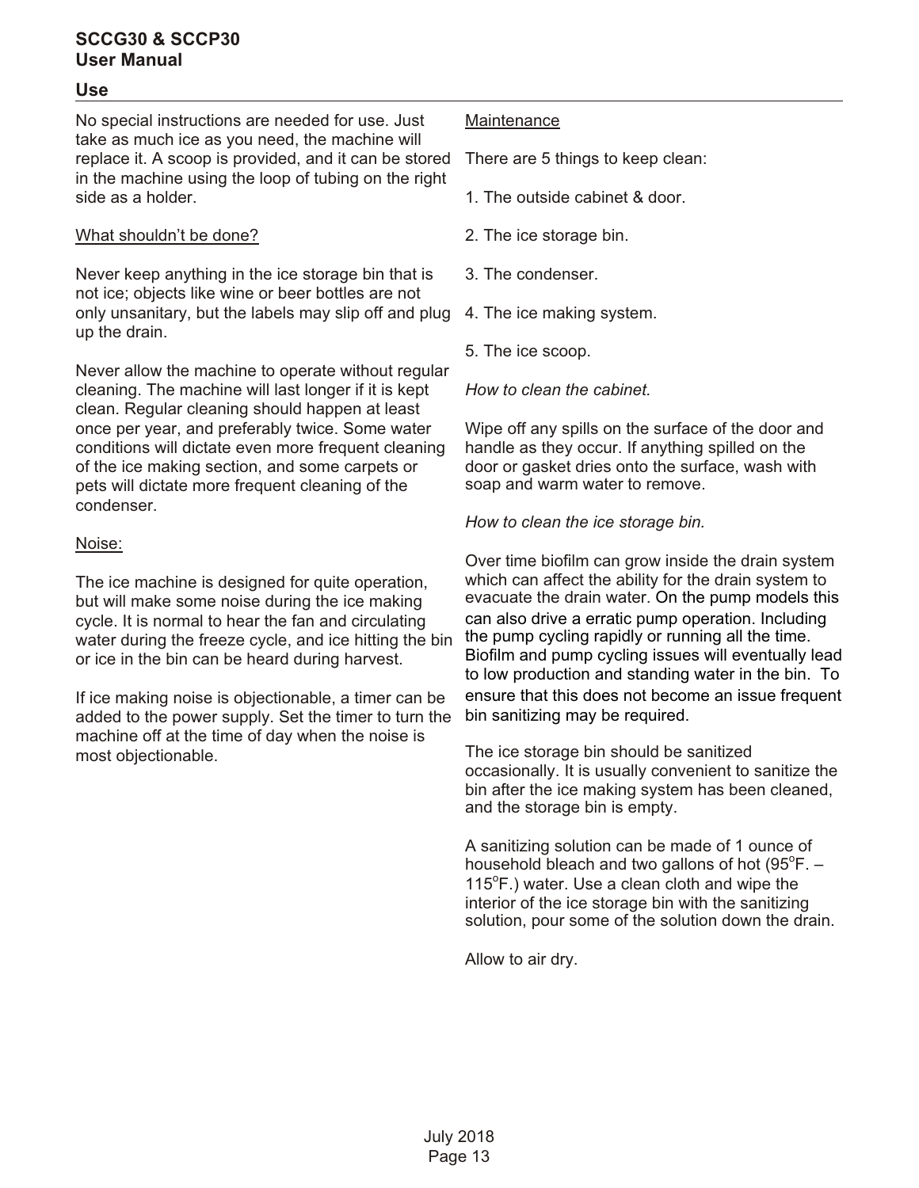## Use

No special instructions are needed for use. Just take as much ice as you need, the machine will replace it. A scoop is provided, and it can be stored in the machine using the loop of tubing on the right side as a holder.

<u>What shouldn't be done?</u>

Never keep anything in the ice storage bin that is not ice; objects like wine or beer bottles are not only unsanitary, but the labels may slip off and plug up the drain.

Never allow the machine to operate without regular cleaning. The machine will last longer if it is kept clean. Regular cleaning should happen at least once per year, and preferably twice. Some water conditions will dictate even more frequent cleaning of the ice making section, and some carpets or pets will dictate more frequent cleaning of the condenser.

<u>Noise:</u>

The ice machine is designed for quite operation, but will make some noise during the ice making cycle. It is normal to hear the fan and circulating water during the freeze cycle, and ice hitting the bin or ice in the bin can be heard during harvest.

If ice making noise is objectionable, a timer can be added to the power supply. Set the timer to turn the machine off at the time of day when the noise is most objectionable.

<u>Maintenance</u>

There are 5 things to keep clean:

1. The outside cabinet & door.
2. The ice storage bin.
3. The condenser.
4. The ice making system.
5. The ice scoop.

*How to clean the cabinet.*

Wipe off any spills on the surface of the door and handle as they occur. If anything spilled on the door or gasket dries onto the surface, wash with soap and warm water to remove.

*How to clean the ice storage bin.*

Over time biofilm can grow inside the drain system which can affect the ability for the drain system to evacuate the drain water. On the pump models this can also drive a erratic pump operation. Including the pump cycling rapidly or running all the time. Biofilm and pump cycling issues will eventually lead to low production and standing water in the bin. To ensure that this does not become an issue frequent bin sanitizing may be required.

The ice storage bin should be sanitized occasionally. It is usually convenient to sanitize the bin after the ice making system has been cleaned, and the storage bin is empty.

A sanitizing solution can be made of 1 ounce of household bleach and two gallons of hot (95°F. – 115°F.) water. Use a clean cloth and wipe the interior of the ice storage bin with the sanitizing solution, pour some of the solution down the drain.

Allow to air dry.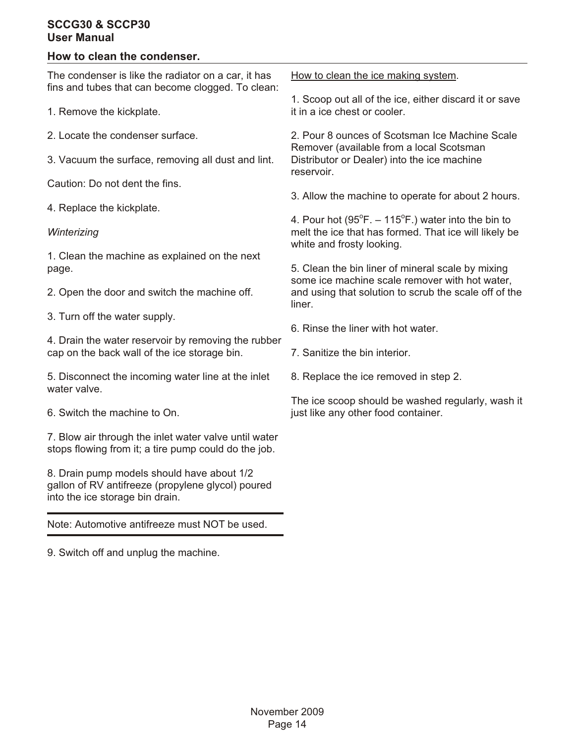## How to clean the condenser.

The condenser is like the radiator on a car, it has fins and tubes that can become clogged. To clean:

1. Remove the kickplate.

2. Locate the condenser surface.

3. Vacuum the surface, removing all dust and lint.

Caution: Do not dent the fins.

4. Replace the kickplate.

*Winterizing*

1. Clean the machine as explained on the next page.

2. Open the door and switch the machine off.

3. Turn off the water supply.

4. Drain the water reservoir by removing the rubber cap on the back wall of the ice storage bin.

5. Disconnect the incoming water line at the inlet water valve.

6. Switch the machine to On.

7. Blow air through the inlet water valve until water stops flowing from it; a tire pump could do the job.

8. Drain pump models should have about 1/2 gallon of RV antifreeze (propylene glycol) poured into the ice storage bin drain.

---

Note: Automotive antifreeze must NOT be used.

---

9. Switch off and unplug the machine.

How to clean the ice making system.

1. Scoop out all of the ice, either discard it or save it in a ice chest or cooler.

2. Pour 8 ounces of Scotsman Ice Machine Scale Remover (available from a local Scotsman Distributor or Dealer) into the ice machine reservoir.

3. Allow the machine to operate for about 2 hours.

4. Pour hot (95$^{o}$F. – 115$^{o}$F.) water into the bin to melt the ice that has formed. That ice will likely be white and frosty looking.

5. Clean the bin liner of mineral scale by mixing some ice machine scale remover with hot water, and using that solution to scrub the scale off of the liner.

6. Rinse the liner with hot water.

7. Sanitize the bin interior.

8. Replace the ice removed in step 2.

The ice scoop should be washed regularly, wash it just like any other food container.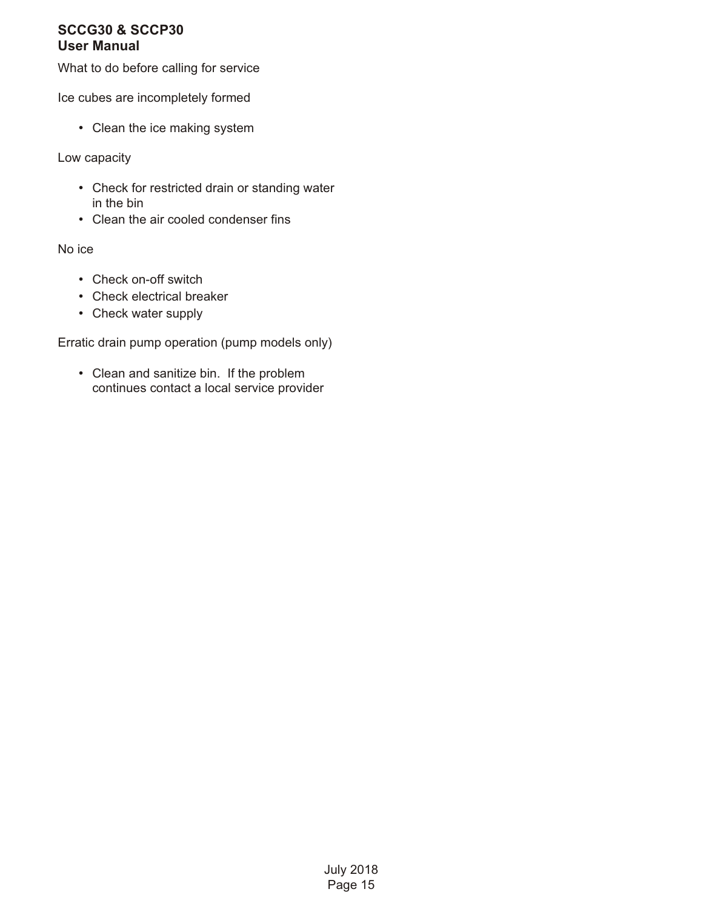What to do before calling for service

Ice cubes are incompletely formed

- Clean the ice making system

Low capacity

- Check for restricted drain or standing water in the bin
- Clean the air cooled condenser fins

No ice

- Check on-off switch
- Check electrical breaker
- Check water supply

Erratic drain pump operation (pump models only)

- Clean and sanitize bin.  If the problem continues contact a local service provider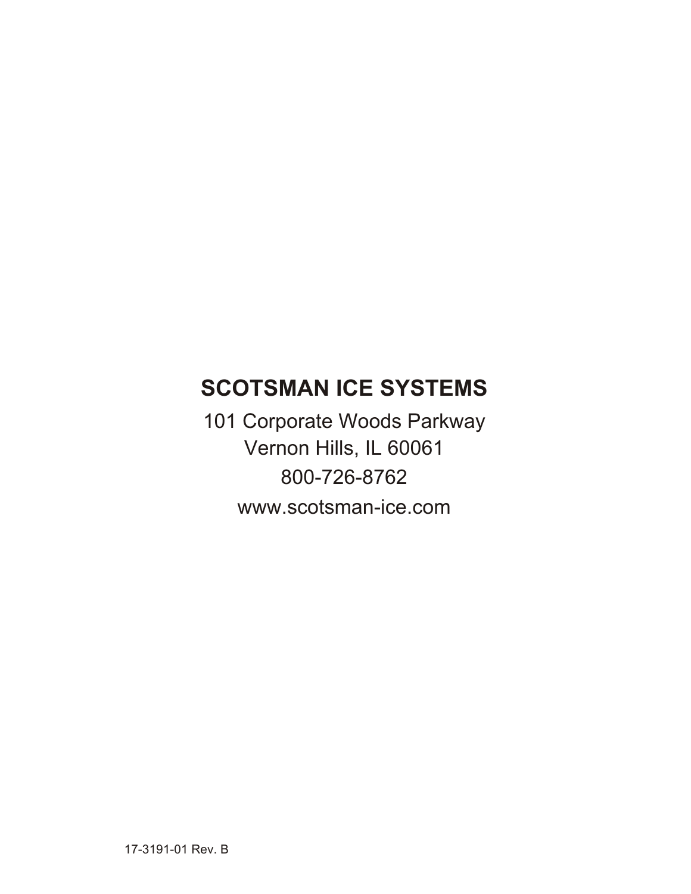**SCOTSMAN ICE SYSTEMS**

101 Corporate Woods Parkway
Vernon Hills, IL 60061
800-726-8762
www.scotsman-ice.com

17-3191-01 Rev. B